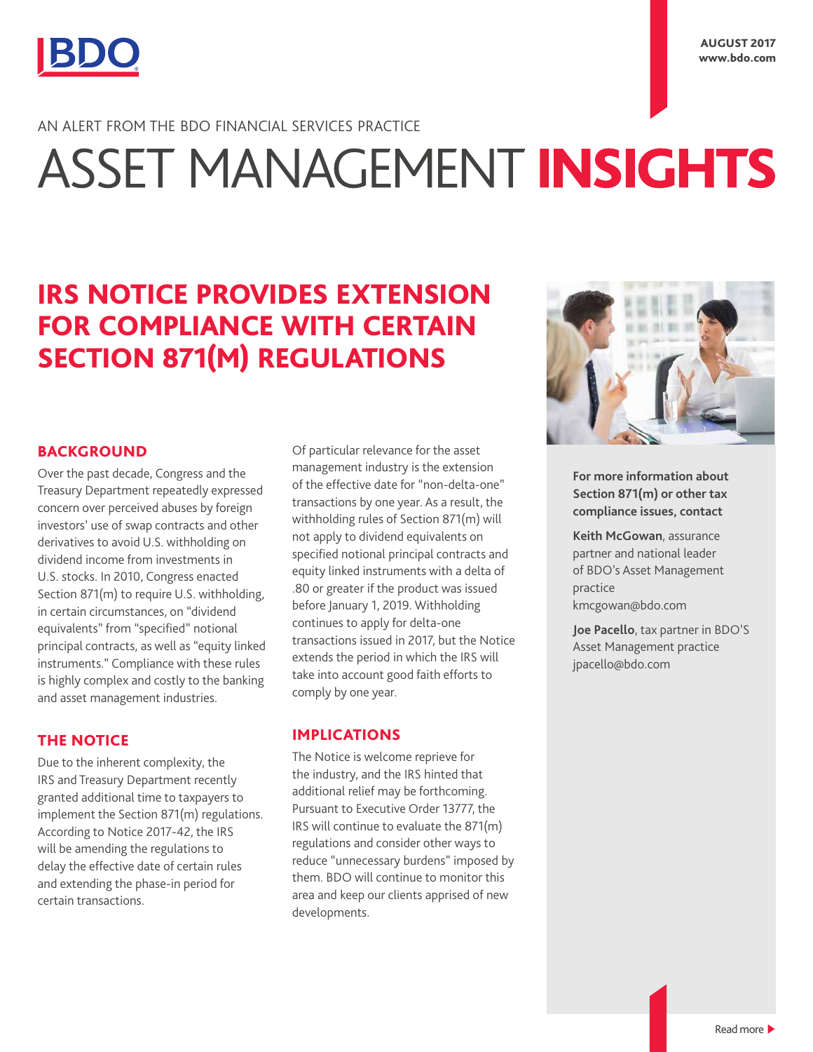BDO

AUGUST 2017
www.bdo.com

AN ALERT FROM THE BDO FINANCIAL SERVICES PRACTICE

# ASSET MANAGEMENT **INSIGHTS**

## IRS NOTICE PROVIDES EXTENSION FOR COMPLIANCE WITH CERTAIN SECTION 871(M) REGULATIONS

### BACKGROUND

Over the past decade, Congress and the Treasury Department repeatedly expressed concern over perceived abuses by foreign investors' use of swap contracts and other derivatives to avoid U.S. withholding on dividend income from investments in U.S. stocks. In 2010, Congress enacted Section 871(m) to require U.S. withholding, in certain circumstances, on "dividend equivalents" from "specified" notional principal contracts, as well as "equity linked instruments." Compliance with these rules is highly complex and costly to the banking and asset management industries.

### THE NOTICE

Due to the inherent complexity, the IRS and Treasury Department recently granted additional time to taxpayers to implement the Section 871(m) regulations. According to Notice 2017-42, the IRS will be amending the regulations to delay the effective date of certain rules and extending the phase-in period for certain transactions.

Of particular relevance for the asset management industry is the extension of the effective date for "non-delta-one" transactions by one year. As a result, the withholding rules of Section 871(m) will not apply to dividend equivalents on specified notional principal contracts and equity linked instruments with a delta of .80 or greater if the product was issued before January 1, 2019. Withholding continues to apply for delta-one transactions issued in 2017, but the Notice extends the period in which the IRS will take into account good faith efforts to comply by one year.

### IMPLICATIONS

The Notice is welcome reprieve for the industry, and the IRS hinted that additional relief may be forthcoming. Pursuant to Executive Order 13777, the IRS will continue to evaluate the 871(m) regulations and consider other ways to reduce "unnecessary burdens" imposed by them. BDO will continue to monitor this area and keep our clients apprised of new developments.

**For more information about Section 871(m) or other tax compliance issues, contact**

**Keith McGowan**, assurance partner and national leader of BDO's Asset Management practice
kmcgowan@bdo.com

**Joe Pacello**, tax partner in BDO'S Asset Management practice
jpacello@bdo.com

Read more ▶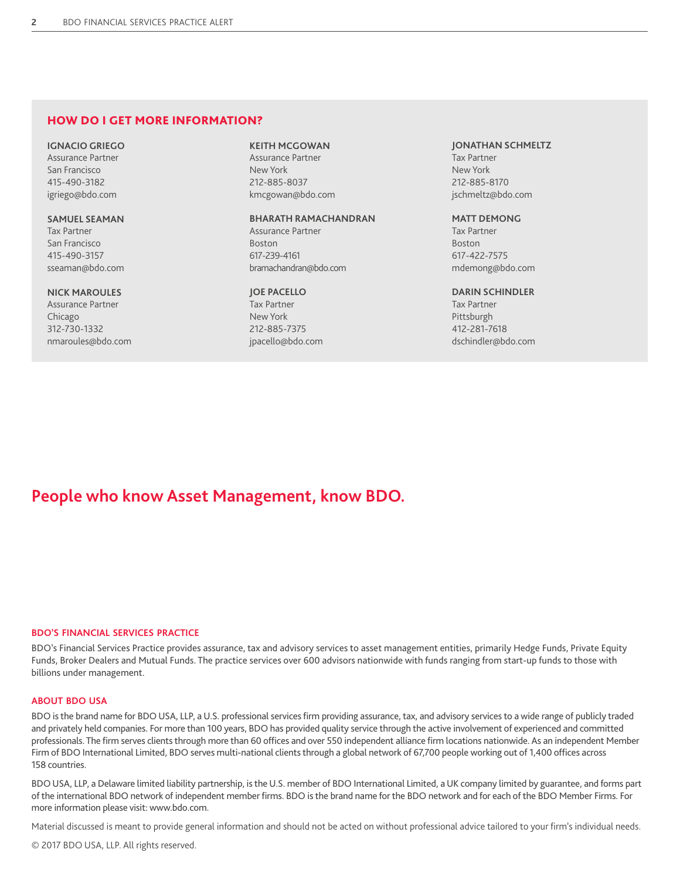## HOW DO I GET MORE INFORMATION?

**IGNACIO GRIEGO**
Assurance Partner
San Francisco
415-490-3182
igriego@bdo.com

**SAMUEL SEAMAN**
Tax Partner
San Francisco
415-490-3157
sseaman@bdo.com

**NICK MAROULES**
Assurance Partner
Chicago
312-730-1332
nmaroules@bdo.com

**KEITH MCGOWAN**
Assurance Partner
New York
212-885-8037
kmcgowan@bdo.com

**BHARATH RAMACHANDRAN**
Assurance Partner
Boston
617-239-4161
bramachandran@bdo.com

**JOE PACELLO**
Tax Partner
New York
212-885-7375
jpacello@bdo.com

**JONATHAN SCHMELTZ**
Tax Partner
New York
212-885-8170
jschmeltz@bdo.com

**MATT DEMONG**
Tax Partner
Boston
617-422-7575
mdemong@bdo.com

**DARIN SCHINDLER**
Tax Partner
Pittsburgh
412-281-7618
dschindler@bdo.com

## People who know Asset Management, know BDO.

### BDO'S FINANCIAL SERVICES PRACTICE

BDO's Financial Services Practice provides assurance, tax and advisory services to asset management entities, primarily Hedge Funds, Private Equity Funds, Broker Dealers and Mutual Funds. The practice services over 600 advisors nationwide with funds ranging from start-up funds to those with billions under management.

### ABOUT BDO USA

BDO is the brand name for BDO USA, LLP, a U.S. professional services firm providing assurance, tax, and advisory services to a wide range of publicly traded and privately held companies. For more than 100 years, BDO has provided quality service through the active involvement of experienced and committed professionals. The firm serves clients through more than 60 offices and over 550 independent alliance firm locations nationwide. As an independent Member Firm of BDO International Limited, BDO serves multi-national clients through a global network of 67,700 people working out of 1,400 offices across 158 countries.

BDO USA, LLP, a Delaware limited liability partnership, is the U.S. member of BDO International Limited, a UK company limited by guarantee, and forms part of the international BDO network of independent member firms. BDO is the brand name for the BDO network and for each of the BDO Member Firms. For more information please visit: www.bdo.com.

Material discussed is meant to provide general information and should not be acted on without professional advice tailored to your firm's individual needs.

© 2017 BDO USA, LLP. All rights reserved.